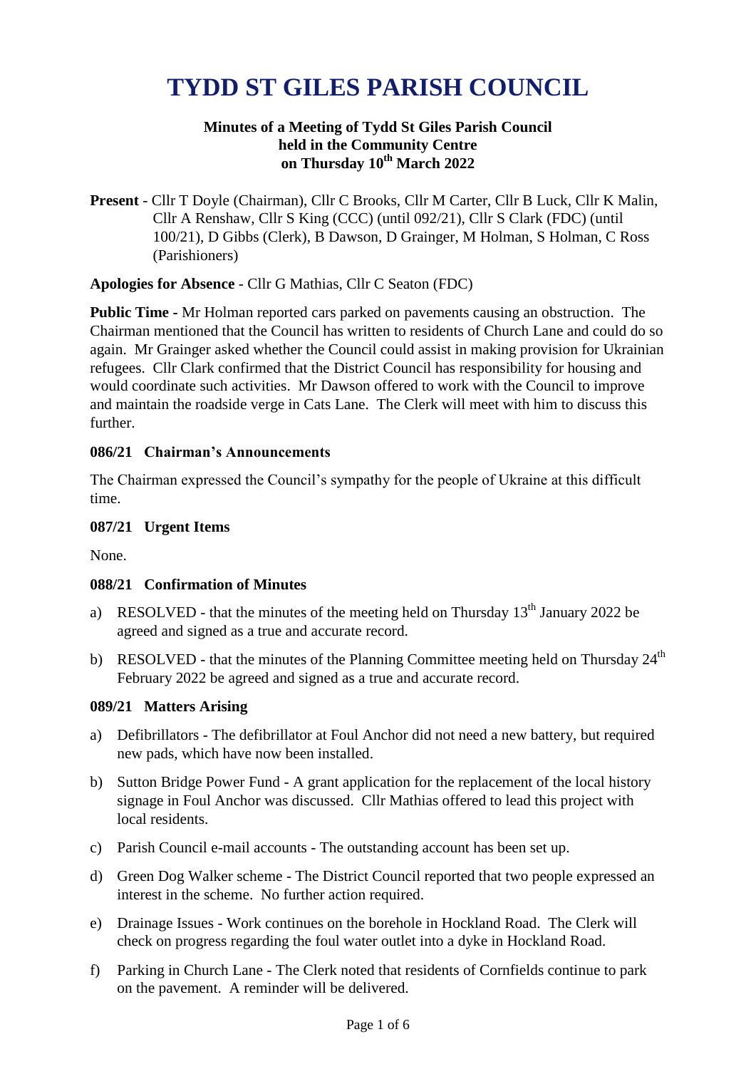# TYDD ST GILES PARISH COUNCIL

**Minutes of a Meeting of Tydd St Giles Parish Council held in the Community Centre on Thursday 10th March 2022**

**Present** - Cllr T Doyle (Chairman), Cllr C Brooks, Cllr M Carter, Cllr B Luck, Cllr K Malin, Cllr A Renshaw, Cllr S King (CCC) (until 092/21), Cllr S Clark (FDC) (until 100/21), D Gibbs (Clerk), B Dawson, D Grainger, M Holman, S Holman, C Ross (Parishioners)

**Apologies for Absence** - Cllr G Mathias, Cllr C Seaton (FDC)

**Public Time -** Mr Holman reported cars parked on pavements causing an obstruction. The Chairman mentioned that the Council has written to residents of Church Lane and could do so again. Mr Grainger asked whether the Council could assist in making provision for Ukrainian refugees. Cllr Clark confirmed that the District Council has responsibility for housing and would coordinate such activities. Mr Dawson offered to work with the Council to improve and maintain the roadside verge in Cats Lane. The Clerk will meet with him to discuss this further.

### 086/21 Chairman's Announcements

The Chairman expressed the Council's sympathy for the people of Ukraine at this difficult time.

### 087/21 Urgent Items

None.

### 088/21 Confirmation of Minutes

a) RESOLVED - that the minutes of the meeting held on Thursday 13th January 2022 be agreed and signed as a true and accurate record.

b) RESOLVED - that the minutes of the Planning Committee meeting held on Thursday 24th February 2022 be agreed and signed as a true and accurate record.

### 089/21 Matters Arising

a) Defibrillators - The defibrillator at Foul Anchor did not need a new battery, but required new pads, which have now been installed.

b) Sutton Bridge Power Fund - A grant application for the replacement of the local history signage in Foul Anchor was discussed. Cllr Mathias offered to lead this project with local residents.

c) Parish Council e-mail accounts - The outstanding account has been set up.

d) Green Dog Walker scheme - The District Council reported that two people expressed an interest in the scheme. No further action required.

e) Drainage Issues - Work continues on the borehole in Hockland Road. The Clerk will check on progress regarding the foul water outlet into a dyke in Hockland Road.

f) Parking in Church Lane - The Clerk noted that residents of Cornfields continue to park on the pavement. A reminder will be delivered.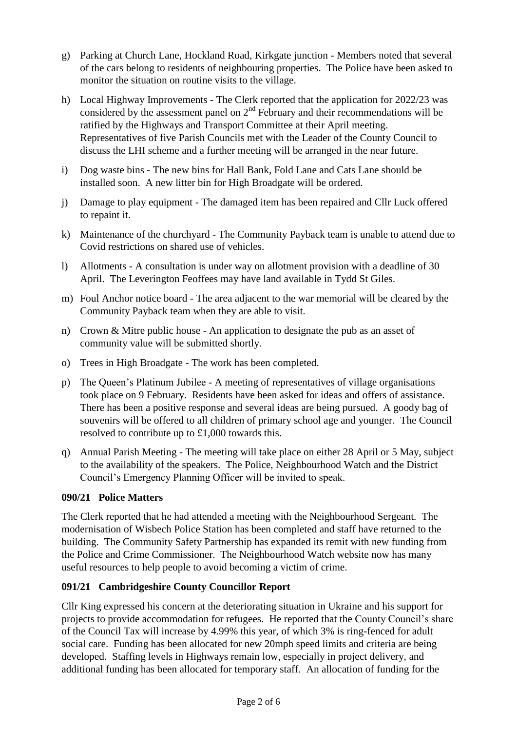g) Parking at Church Lane, Hockland Road, Kirkgate junction - Members noted that several of the cars belong to residents of neighbouring properties. The Police have been asked to monitor the situation on routine visits to the village.

h) Local Highway Improvements - The Clerk reported that the application for 2022/23 was considered by the assessment panel on 2nd February and their recommendations will be ratified by the Highways and Transport Committee at their April meeting. Representatives of five Parish Councils met with the Leader of the County Council to discuss the LHI scheme and a further meeting will be arranged in the near future.

i) Dog waste bins - The new bins for Hall Bank, Fold Lane and Cats Lane should be installed soon. A new litter bin for High Broadgate will be ordered.

j) Damage to play equipment - The damaged item has been repaired and Cllr Luck offered to repaint it.

k) Maintenance of the churchyard - The Community Payback team is unable to attend due to Covid restrictions on shared use of vehicles.

l) Allotments - A consultation is under way on allotment provision with a deadline of 30 April. The Leverington Feoffees may have land available in Tydd St Giles.

m) Foul Anchor notice board - The area adjacent to the war memorial will be cleared by the Community Payback team when they are able to visit.

n) Crown & Mitre public house - An application to designate the pub as an asset of community value will be submitted shortly.

o) Trees in High Broadgate - The work has been completed.

p) The Queen's Platinum Jubilee - A meeting of representatives of village organisations took place on 9 February. Residents have been asked for ideas and offers of assistance. There has been a positive response and several ideas are being pursued. A goody bag of souvenirs will be offered to all children of primary school age and younger. The Council resolved to contribute up to £1,000 towards this.

q) Annual Parish Meeting - The meeting will take place on either 28 April or 5 May, subject to the availability of the speakers. The Police, Neighbourhood Watch and the District Council's Emergency Planning Officer will be invited to speak.

**090/21 Police Matters**

The Clerk reported that he had attended a meeting with the Neighbourhood Sergeant. The modernisation of Wisbech Police Station has been completed and staff have returned to the building. The Community Safety Partnership has expanded its remit with new funding from the Police and Crime Commissioner. The Neighbourhood Watch website now has many useful resources to help people to avoid becoming a victim of crime.

**091/21 Cambridgeshire County Councillor Report**

Cllr King expressed his concern at the deteriorating situation in Ukraine and his support for projects to provide accommodation for refugees. He reported that the County Council's share of the Council Tax will increase by 4.99% this year, of which 3% is ring-fenced for adult social care. Funding has been allocated for new 20mph speed limits and criteria are being developed. Staffing levels in Highways remain low, especially in project delivery, and additional funding has been allocated for temporary staff. An allocation of funding for the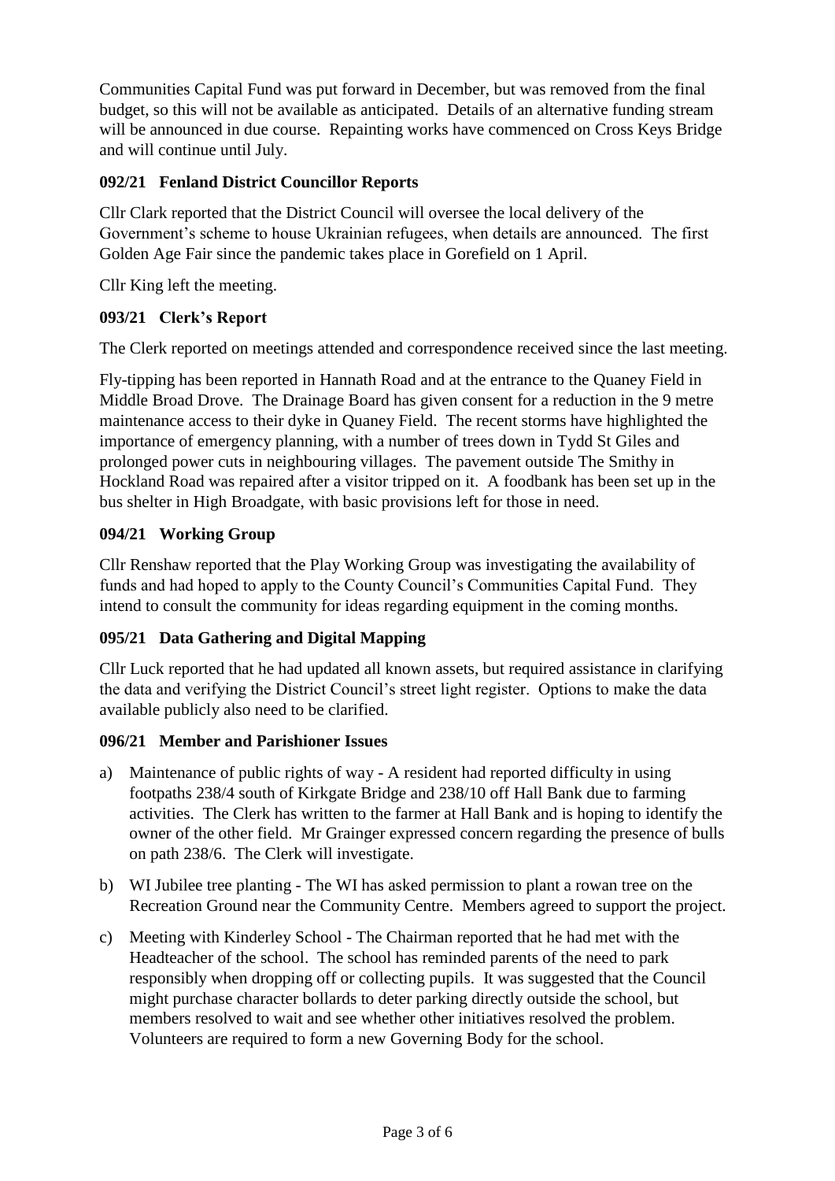Communities Capital Fund was put forward in December, but was removed from the final budget, so this will not be available as anticipated. Details of an alternative funding stream will be announced in due course. Repainting works have commenced on Cross Keys Bridge and will continue until July.

### 092/21 Fenland District Councillor Reports

Cllr Clark reported that the District Council will oversee the local delivery of the Government's scheme to house Ukrainian refugees, when details are announced. The first Golden Age Fair since the pandemic takes place in Gorefield on 1 April.

Cllr King left the meeting.

### 093/21 Clerk's Report

The Clerk reported on meetings attended and correspondence received since the last meeting.

Fly-tipping has been reported in Hannath Road and at the entrance to the Quaney Field in Middle Broad Drove. The Drainage Board has given consent for a reduction in the 9 metre maintenance access to their dyke in Quaney Field. The recent storms have highlighted the importance of emergency planning, with a number of trees down in Tydd St Giles and prolonged power cuts in neighbouring villages. The pavement outside The Smithy in Hockland Road was repaired after a visitor tripped on it. A foodbank has been set up in the bus shelter in High Broadgate, with basic provisions left for those in need.

### 094/21 Working Group

Cllr Renshaw reported that the Play Working Group was investigating the availability of funds and had hoped to apply to the County Council's Communities Capital Fund. They intend to consult the community for ideas regarding equipment in the coming months.

### 095/21 Data Gathering and Digital Mapping

Cllr Luck reported that he had updated all known assets, but required assistance in clarifying the data and verifying the District Council's street light register. Options to make the data available publicly also need to be clarified.

### 096/21 Member and Parishioner Issues

a) Maintenance of public rights of way - A resident had reported difficulty in using footpaths 238/4 south of Kirkgate Bridge and 238/10 off Hall Bank due to farming activities. The Clerk has written to the farmer at Hall Bank and is hoping to identify the owner of the other field. Mr Grainger expressed concern regarding the presence of bulls on path 238/6. The Clerk will investigate.

b) WI Jubilee tree planting - The WI has asked permission to plant a rowan tree on the Recreation Ground near the Community Centre. Members agreed to support the project.

c) Meeting with Kinderley School - The Chairman reported that he had met with the Headteacher of the school. The school has reminded parents of the need to park responsibly when dropping off or collecting pupils. It was suggested that the Council might purchase character bollards to deter parking directly outside the school, but members resolved to wait and see whether other initiatives resolved the problem. Volunteers are required to form a new Governing Body for the school.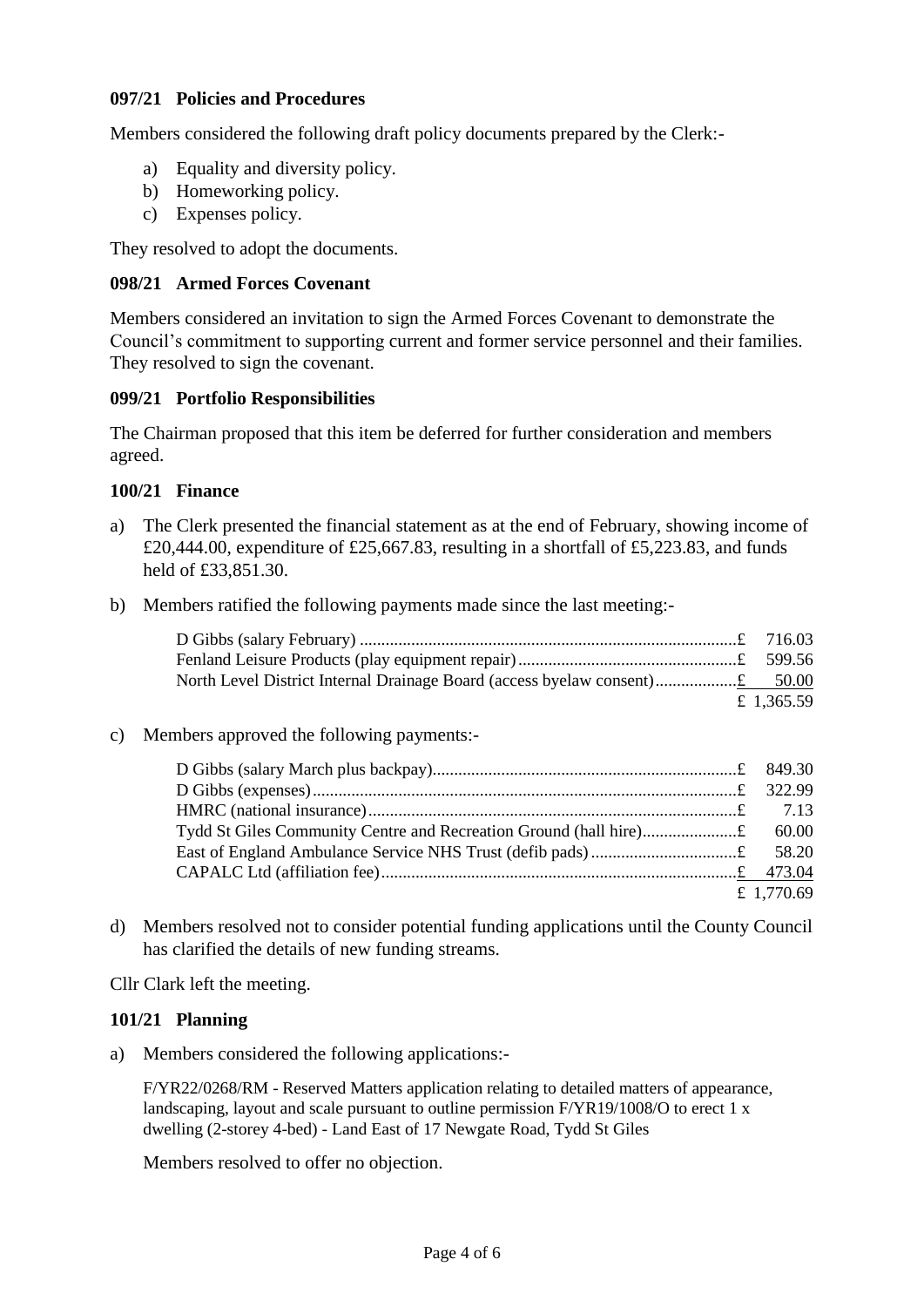### 097/21 Policies and Procedures

Members considered the following draft policy documents prepared by the Clerk:-

a) Equality and diversity policy.
b) Homeworking policy.
c) Expenses policy.

They resolved to adopt the documents.

### 098/21 Armed Forces Covenant

Members considered an invitation to sign the Armed Forces Covenant to demonstrate the Council's commitment to supporting current and former service personnel and their families. They resolved to sign the covenant.

### 099/21 Portfolio Responsibilities

The Chairman proposed that this item be deferred for further consideration and members agreed.

### 100/21 Finance

a) The Clerk presented the financial statement as at the end of February, showing income of £20,444.00, expenditure of £25,667.83, resulting in a shortfall of £5,223.83, and funds held of £33,851.30.

b) Members ratified the following payments made since the last meeting:-

| | | |
|---|---|---|
| D Gibbs (salary February) | £ | 716.03 |
| Fenland Leisure Products (play equipment repair) | £ | 599.56 |
| North Level District Internal Drainage Board (access byelaw consent) | £ | 50.00 |
| | £ | 1,365.59 |

c) Members approved the following payments:-

| | | |
|---|---|---|
| D Gibbs (salary March plus backpay) | £ | 849.30 |
| D Gibbs (expenses) | £ | 322.99 |
| HMRC (national insurance) | £ | 7.13 |
| Tydd St Giles Community Centre and Recreation Ground (hall hire) | £ | 60.00 |
| East of England Ambulance Service NHS Trust (defib pads) | £ | 58.20 |
| CAPALC Ltd (affiliation fee) | £ | 473.04 |
| | £ | 1,770.69 |

d) Members resolved not to consider potential funding applications until the County Council has clarified the details of new funding streams.

Cllr Clark left the meeting.

### 101/21 Planning

a) Members considered the following applications:-

F/YR22/0268/RM - Reserved Matters application relating to detailed matters of appearance, landscaping, layout and scale pursuant to outline permission F/YR19/1008/O to erect 1 x dwelling (2-storey 4-bed) - Land East of 17 Newgate Road, Tydd St Giles

Members resolved to offer no objection.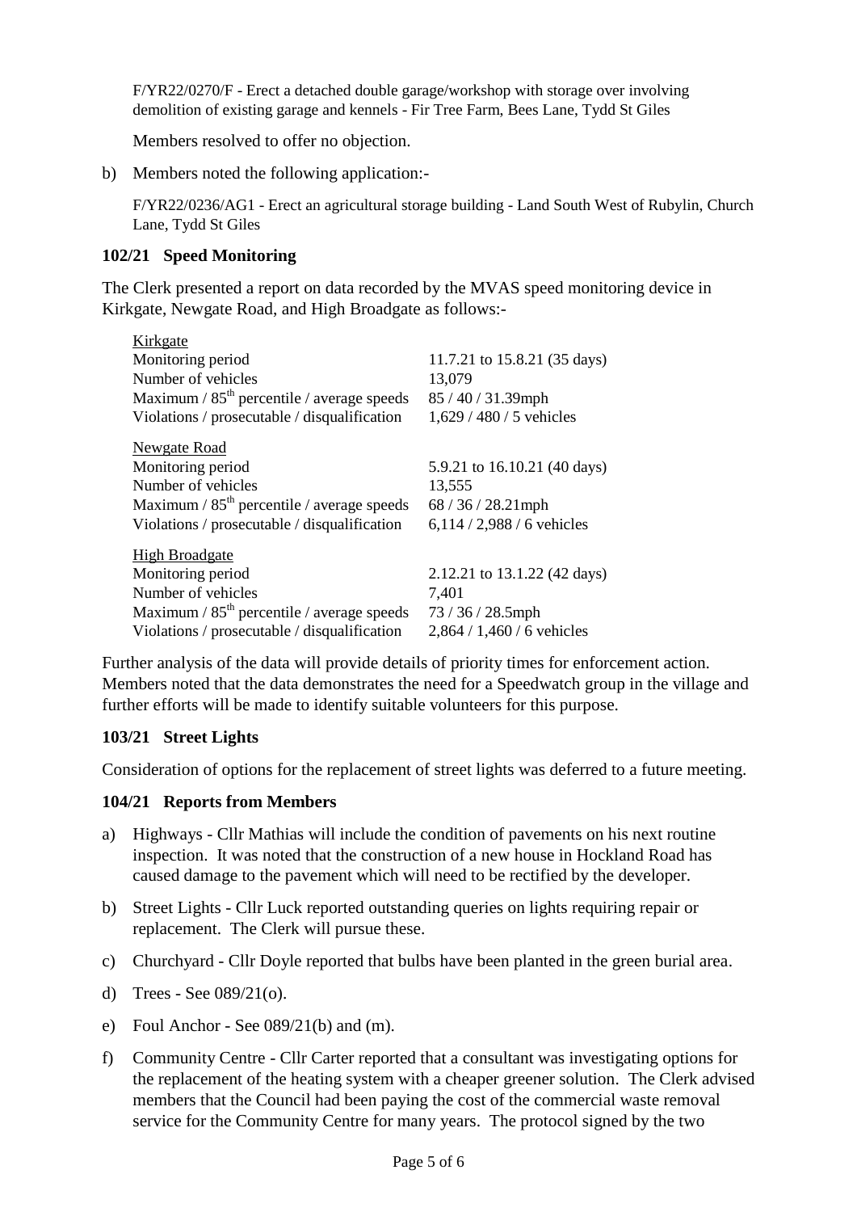F/YR22/0270/F - Erect a detached double garage/workshop with storage over involving demolition of existing garage and kennels - Fir Tree Farm, Bees Lane, Tydd St Giles

Members resolved to offer no objection.

b) Members noted the following application:-

F/YR22/0236/AG1 - Erect an agricultural storage building - Land South West of Rubylin, Church Lane, Tydd St Giles

**102/21 Speed Monitoring**

The Clerk presented a report on data recorded by the MVAS speed monitoring device in Kirkgate, Newgate Road, and High Broadgate as follows:-

| | |
|---|---|
| Kirkgate | |
| Monitoring period | 11.7.21 to 15.8.21 (35 days) |
| Number of vehicles | 13,079 |
| Maximum / 85th percentile / average speeds | 85 / 40 / 31.39mph |
| Violations / prosecutable / disqualification | 1,629 / 480 / 5 vehicles |
| Newgate Road | |
| Monitoring period | 5.9.21 to 16.10.21 (40 days) |
| Number of vehicles | 13,555 |
| Maximum / 85th percentile / average speeds | 68 / 36 / 28.21mph |
| Violations / prosecutable / disqualification | 6,114 / 2,988 / 6 vehicles |
| High Broadgate | |
| Monitoring period | 2.12.21 to 13.1.22 (42 days) |
| Number of vehicles | 7,401 |
| Maximum / 85th percentile / average speeds | 73 / 36 / 28.5mph |
| Violations / prosecutable / disqualification | 2,864 / 1,460 / 6 vehicles |

Further analysis of the data will provide details of priority times for enforcement action. Members noted that the data demonstrates the need for a Speedwatch group in the village and further efforts will be made to identify suitable volunteers for this purpose.

**103/21 Street Lights**

Consideration of options for the replacement of street lights was deferred to a future meeting.

**104/21 Reports from Members**

a) Highways - Cllr Mathias will include the condition of pavements on his next routine inspection. It was noted that the construction of a new house in Hockland Road has caused damage to the pavement which will need to be rectified by the developer.

b) Street Lights - Cllr Luck reported outstanding queries on lights requiring repair or replacement. The Clerk will pursue these.

c) Churchyard - Cllr Doyle reported that bulbs have been planted in the green burial area.

d) Trees - See 089/21(o).

e) Foul Anchor - See 089/21(b) and (m).

f) Community Centre - Cllr Carter reported that a consultant was investigating options for the replacement of the heating system with a cheaper greener solution. The Clerk advised members that the Council had been paying the cost of the commercial waste removal service for the Community Centre for many years. The protocol signed by the two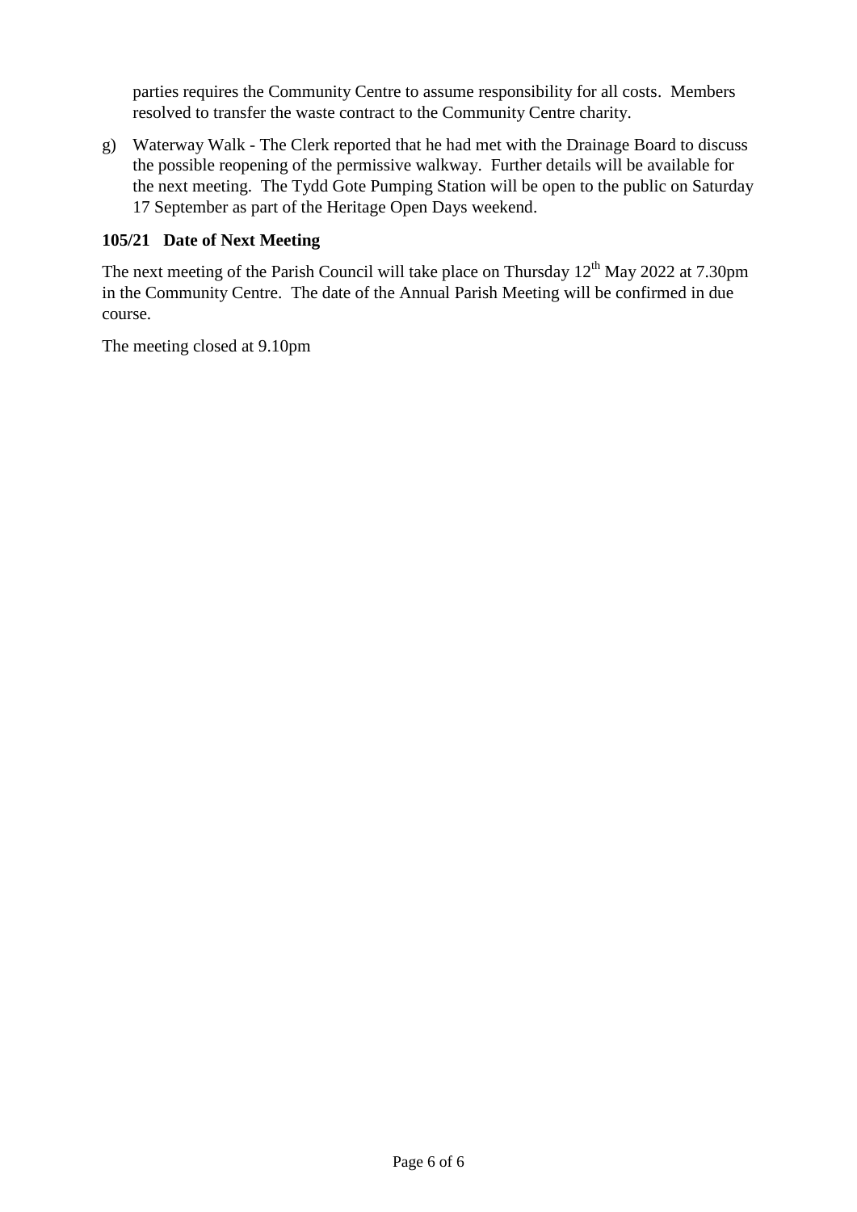parties requires the Community Centre to assume responsibility for all costs. Members resolved to transfer the waste contract to the Community Centre charity.

g) Waterway Walk - The Clerk reported that he had met with the Drainage Board to discuss the possible reopening of the permissive walkway. Further details will be available for the next meeting. The Tydd Gote Pumping Station will be open to the public on Saturday 17 September as part of the Heritage Open Days weekend.

**105/21 Date of Next Meeting**

The next meeting of the Parish Council will take place on Thursday 12th May 2022 at 7.30pm in the Community Centre. The date of the Annual Parish Meeting will be confirmed in due course.

The meeting closed at 9.10pm